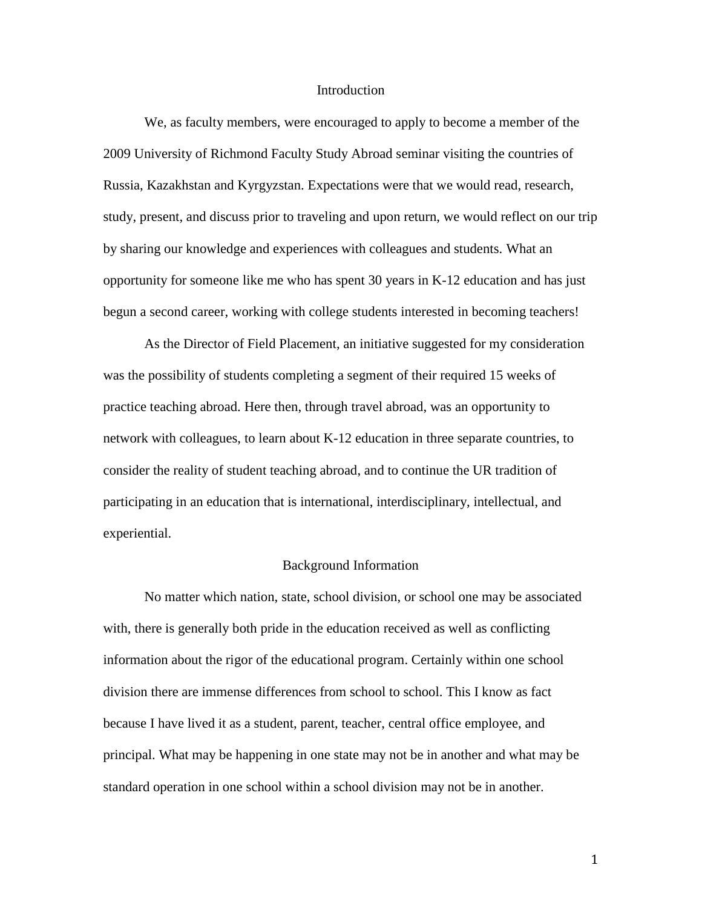## Introduction

We, as faculty members, were encouraged to apply to become a member of the 2009 University of Richmond Faculty Study Abroad seminar visiting the countries of Russia, Kazakhstan and Kyrgyzstan. Expectations were that we would read, research, study, present, and discuss prior to traveling and upon return, we would reflect on our trip by sharing our knowledge and experiences with colleagues and students. What an opportunity for someone like me who has spent 30 years in K-12 education and has just begun a second career, working with college students interested in becoming teachers!

As the Director of Field Placement, an initiative suggested for my consideration was the possibility of students completing a segment of their required 15 weeks of practice teaching abroad. Here then, through travel abroad, was an opportunity to network with colleagues, to learn about K-12 education in three separate countries, to consider the reality of student teaching abroad, and to continue the UR tradition of participating in an education that is international, interdisciplinary, intellectual, and experiential.

## Background Information

No matter which nation, state, school division, or school one may be associated with, there is generally both pride in the education received as well as conflicting information about the rigor of the educational program. Certainly within one school division there are immense differences from school to school. This I know as fact because I have lived it as a student, parent, teacher, central office employee, and principal. What may be happening in one state may not be in another and what may be standard operation in one school within a school division may not be in another.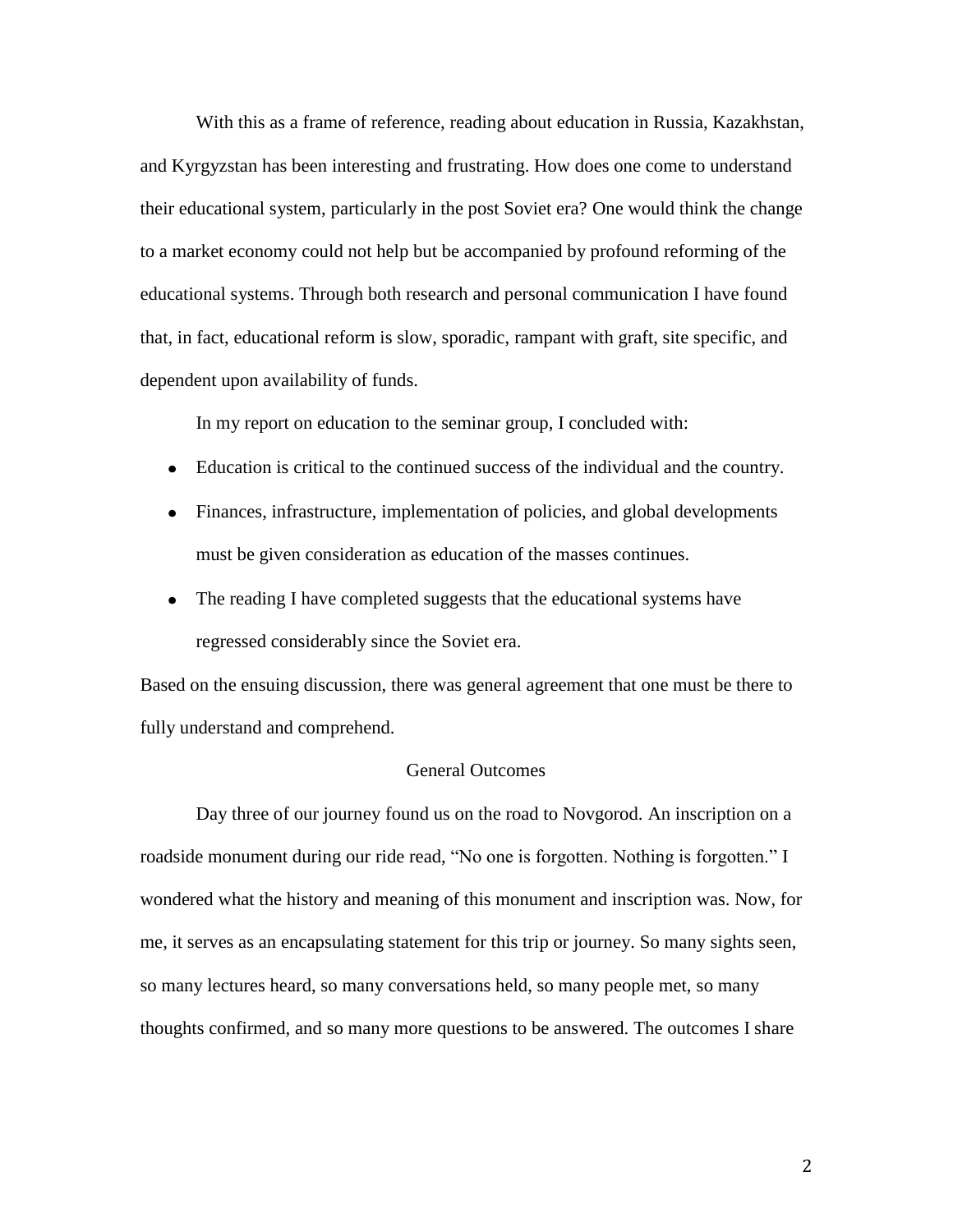With this as a frame of reference, reading about education in Russia, Kazakhstan, and Kyrgyzstan has been interesting and frustrating. How does one come to understand their educational system, particularly in the post Soviet era? One would think the change to a market economy could not help but be accompanied by profound reforming of the educational systems. Through both research and personal communication I have found that, in fact, educational reform is slow, sporadic, rampant with graft, site specific, and dependent upon availability of funds.

In my report on education to the seminar group, I concluded with:

- Education is critical to the continued success of the individual and the country.
- Finances, infrastructure, implementation of policies, and global developments must be given consideration as education of the masses continues.
- The reading I have completed suggests that the educational systems have regressed considerably since the Soviet era.

Based on the ensuing discussion, there was general agreement that one must be there to fully understand and comprehend.

## General Outcomes

Day three of our journey found us on the road to Novgorod. An inscription on a roadside monument during our ride read, "No one is forgotten. Nothing is forgotten." I wondered what the history and meaning of this monument and inscription was. Now, for me, it serves as an encapsulating statement for this trip or journey. So many sights seen, so many lectures heard, so many conversations held, so many people met, so many thoughts confirmed, and so many more questions to be answered. The outcomes I share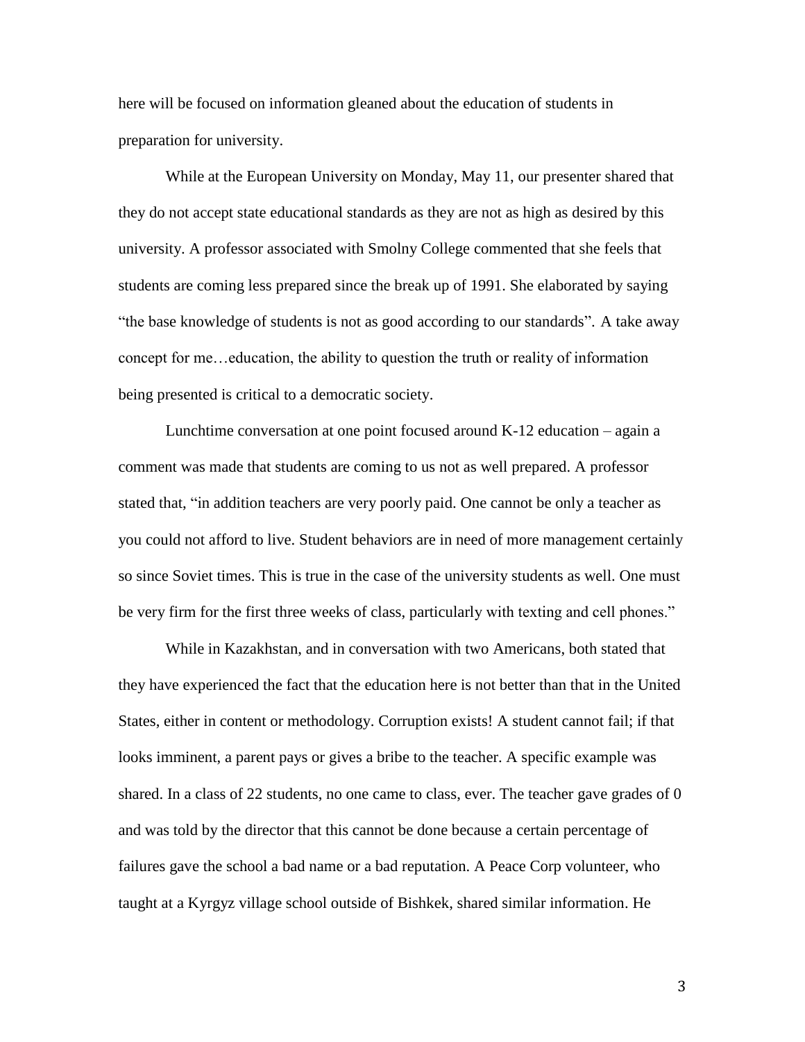here will be focused on information gleaned about the education of students in preparation for university.

While at the European University on Monday, May 11, our presenter shared that they do not accept state educational standards as they are not as high as desired by this university. A professor associated with Smolny College commented that she feels that students are coming less prepared since the break up of 1991. She elaborated by saying "the base knowledge of students is not as good according to our standards". A take away concept for me…education, the ability to question the truth or reality of information being presented is critical to a democratic society.

Lunchtime conversation at one point focused around K-12 education – again a comment was made that students are coming to us not as well prepared. A professor stated that, "in addition teachers are very poorly paid. One cannot be only a teacher as you could not afford to live. Student behaviors are in need of more management certainly so since Soviet times. This is true in the case of the university students as well. One must be very firm for the first three weeks of class, particularly with texting and cell phones."

While in Kazakhstan, and in conversation with two Americans, both stated that they have experienced the fact that the education here is not better than that in the United States, either in content or methodology. Corruption exists! A student cannot fail; if that looks imminent, a parent pays or gives a bribe to the teacher. A specific example was shared. In a class of 22 students, no one came to class, ever. The teacher gave grades of 0 and was told by the director that this cannot be done because a certain percentage of failures gave the school a bad name or a bad reputation. A Peace Corp volunteer, who taught at a Kyrgyz village school outside of Bishkek, shared similar information. He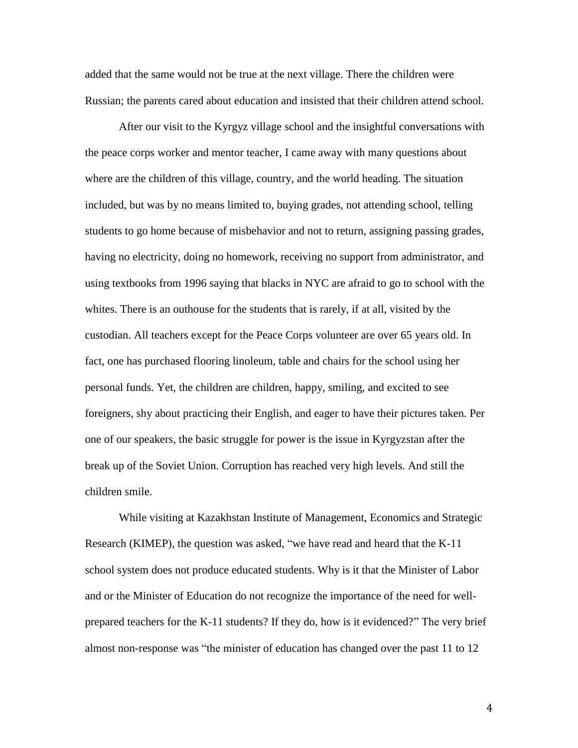added that the same would not be true at the next village. There the children were Russian; the parents cared about education and insisted that their children attend school.

After our visit to the Kyrgyz village school and the insightful conversations with the peace corps worker and mentor teacher, I came away with many questions about where are the children of this village, country, and the world heading. The situation included, but was by no means limited to, buying grades, not attending school, telling students to go home because of misbehavior and not to return, assigning passing grades, having no electricity, doing no homework, receiving no support from administrator, and using textbooks from 1996 saying that blacks in NYC are afraid to go to school with the whites. There is an outhouse for the students that is rarely, if at all, visited by the custodian. All teachers except for the Peace Corps volunteer are over 65 years old. In fact, one has purchased flooring linoleum, table and chairs for the school using her personal funds. Yet, the children are children, happy, smiling, and excited to see foreigners, shy about practicing their English, and eager to have their pictures taken. Per one of our speakers, the basic struggle for power is the issue in Kyrgyzstan after the break up of the Soviet Union. Corruption has reached very high levels. And still the children smile.

While visiting at Kazakhstan Institute of Management, Economics and Strategic Research (KIMEP), the question was asked, "we have read and heard that the K-11 school system does not produce educated students. Why is it that the Minister of Labor and or the Minister of Education do not recognize the importance of the need for well-prepared teachers for the K-11 students? If they do, how is it evidenced?" The very brief almost non-response was "the minister of education has changed over the past 11 to 12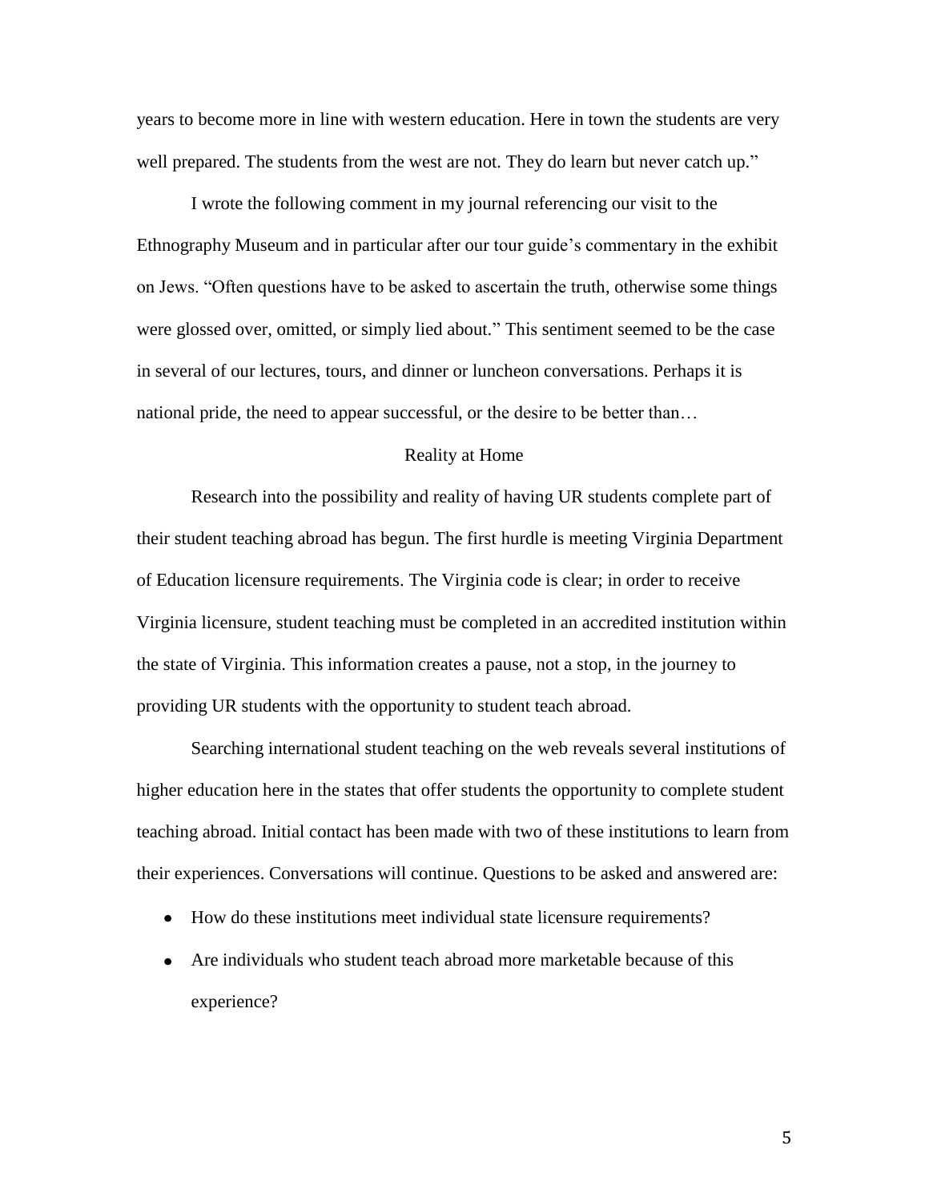years to become more in line with western education. Here in town the students are very well prepared. The students from the west are not. They do learn but never catch up."

I wrote the following comment in my journal referencing our visit to the Ethnography Museum and in particular after our tour guide's commentary in the exhibit on Jews. "Often questions have to be asked to ascertain the truth, otherwise some things were glossed over, omitted, or simply lied about." This sentiment seemed to be the case in several of our lectures, tours, and dinner or luncheon conversations. Perhaps it is national pride, the need to appear successful, or the desire to be better than…

## Reality at Home

Research into the possibility and reality of having UR students complete part of their student teaching abroad has begun. The first hurdle is meeting Virginia Department of Education licensure requirements. The Virginia code is clear; in order to receive Virginia licensure, student teaching must be completed in an accredited institution within the state of Virginia. This information creates a pause, not a stop, in the journey to providing UR students with the opportunity to student teach abroad.

Searching international student teaching on the web reveals several institutions of higher education here in the states that offer students the opportunity to complete student teaching abroad. Initial contact has been made with two of these institutions to learn from their experiences. Conversations will continue. Questions to be asked and answered are:

- How do these institutions meet individual state licensure requirements?
- Are individuals who student teach abroad more marketable because of this experience?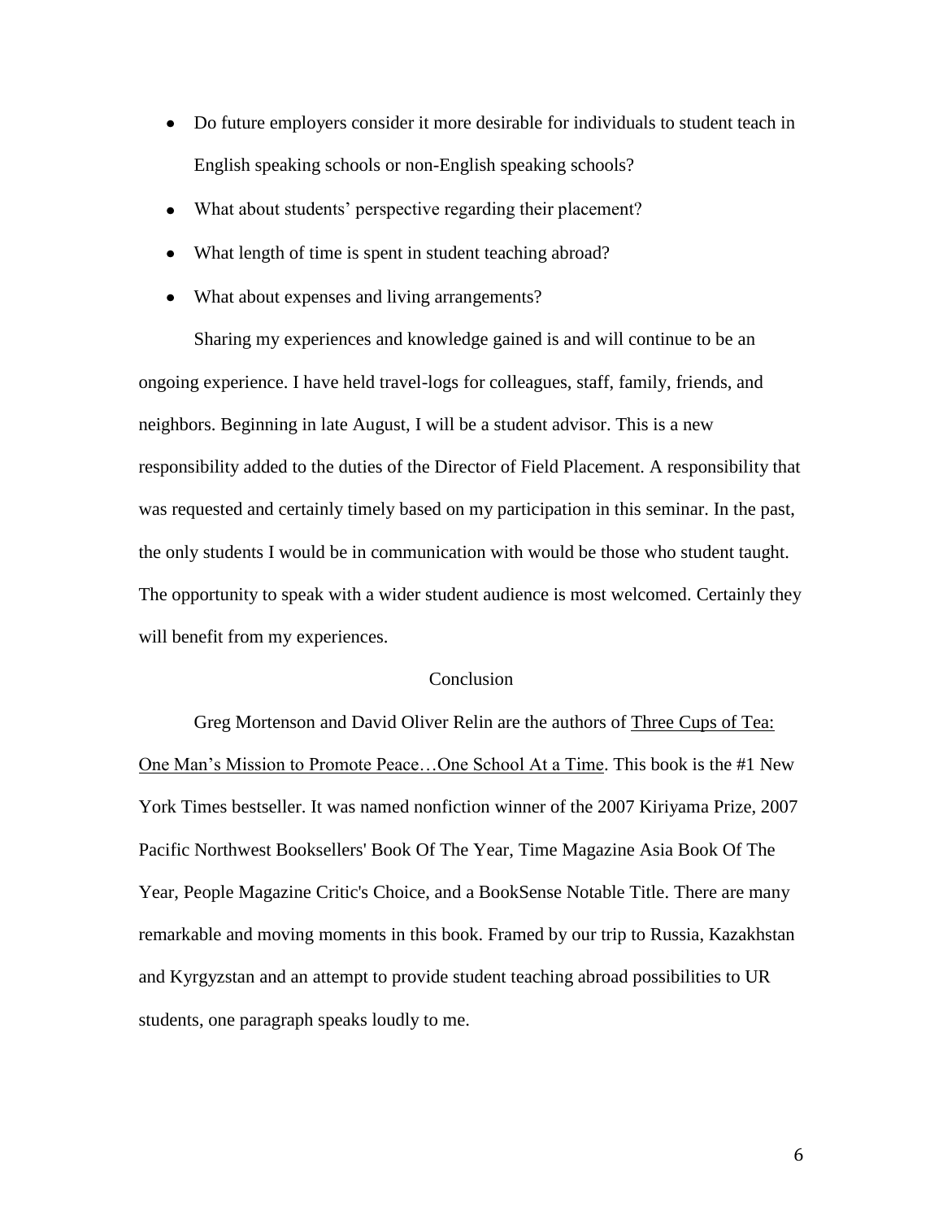- Do future employers consider it more desirable for individuals to student teach in English speaking schools or non-English speaking schools?
- What about students' perspective regarding their placement?
- What length of time is spent in student teaching abroad?
- What about expenses and living arrangements?

Sharing my experiences and knowledge gained is and will continue to be an ongoing experience. I have held travel-logs for colleagues, staff, family, friends, and neighbors. Beginning in late August, I will be a student advisor. This is a new responsibility added to the duties of the Director of Field Placement. A responsibility that was requested and certainly timely based on my participation in this seminar. In the past, the only students I would be in communication with would be those who student taught. The opportunity to speak with a wider student audience is most welcomed. Certainly they will benefit from my experiences.

## Conclusion

Greg Mortenson and David Oliver Relin are the authors of <u>Three Cups of Tea: One Man's Mission to Promote Peace…One School At a Time</u>. This book is the #1 New York Times bestseller. It was named nonfiction winner of the 2007 Kiriyama Prize, 2007 Pacific Northwest Booksellers' Book Of The Year, Time Magazine Asia Book Of The Year, People Magazine Critic's Choice, and a BookSense Notable Title. There are many remarkable and moving moments in this book. Framed by our trip to Russia, Kazakhstan and Kyrgyzstan and an attempt to provide student teaching abroad possibilities to UR students, one paragraph speaks loudly to me.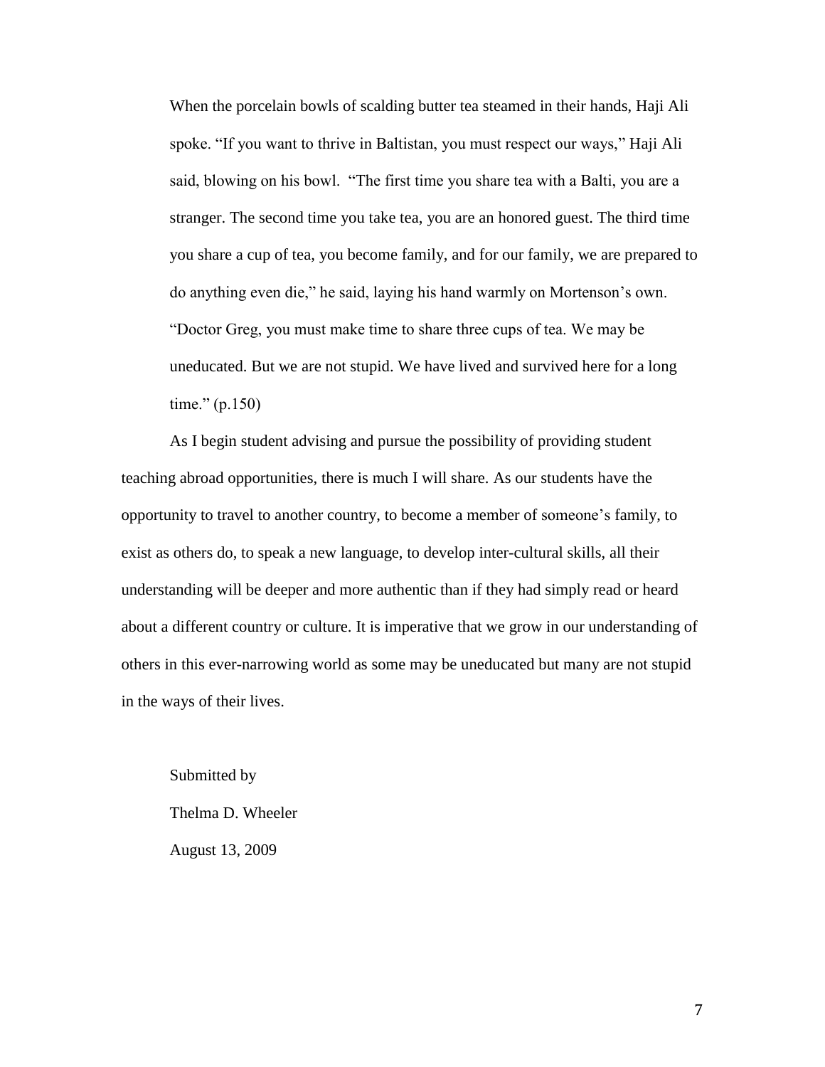> When the porcelain bowls of scalding butter tea steamed in their hands, Haji Ali spoke. "If you want to thrive in Baltistan, you must respect our ways," Haji Ali said, blowing on his bowl. "The first time you share tea with a Balti, you are a stranger. The second time you take tea, you are an honored guest. The third time you share a cup of tea, you become family, and for our family, we are prepared to do anything even die," he said, laying his hand warmly on Mortenson's own. "Doctor Greg, you must make time to share three cups of tea. We may be uneducated. But we are not stupid. We have lived and survived here for a long time." (p.150)

As I begin student advising and pursue the possibility of providing student teaching abroad opportunities, there is much I will share. As our students have the opportunity to travel to another country, to become a member of someone's family, to exist as others do, to speak a new language, to develop inter-cultural skills, all their understanding will be deeper and more authentic than if they had simply read or heard about a different country or culture. It is imperative that we grow in our understanding of others in this ever-narrowing world as some may be uneducated but many are not stupid in the ways of their lives.

Submitted by

Thelma D. Wheeler

August 13, 2009